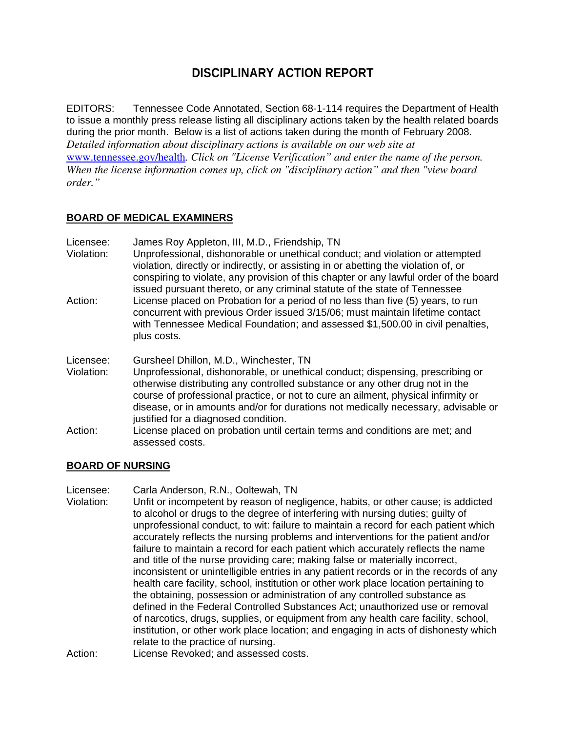# DISCIPLINARY ACTION REPORT

EDITORS: Tennessee Code Annotated, Section 68-1-114 requires the Department of Health to issue a monthly press release listing all disciplinary actions taken by the health related boards during the prior month. Below is a list of actions taken during the month of February 2008. *Detailed information about disciplinary actions is available on our web site at* www.tennessee.gov/health*. Click on "License Verification" and enter the name of the person. When the license information comes up, click on "disciplinary action" and then "view board order."*

## BOARD OF MEDICAL EXAMINERS

Licensee: James Roy Appleton, III, M.D., Friendship, TN
Violation: Unprofessional, dishonorable or unethical conduct; and violation or attempted violation, directly or indirectly, or assisting in or abetting the violation of, or conspiring to violate, any provision of this chapter or any lawful order of the board issued pursuant thereto, or any criminal statute of the state of Tennessee
Action: License placed on Probation for a period of no less than five (5) years, to run concurrent with previous Order issued 3/15/06; must maintain lifetime contact with Tennessee Medical Foundation; and assessed $1,500.00 in civil penalties, plus costs.

Licensee: Gursheel Dhillon, M.D., Winchester, TN
Violation: Unprofessional, dishonorable, or unethical conduct; dispensing, prescribing or otherwise distributing any controlled substance or any other drug not in the course of professional practice, or not to cure an ailment, physical infirmity or disease, or in amounts and/or for durations not medically necessary, advisable or justified for a diagnosed condition.
Action: License placed on probation until certain terms and conditions are met; and assessed costs.

## BOARD OF NURSING

Licensee: Carla Anderson, R.N., Ooltewah, TN
Violation: Unfit or incompetent by reason of negligence, habits, or other cause; is addicted to alcohol or drugs to the degree of interfering with nursing duties; guilty of unprofessional conduct, to wit: failure to maintain a record for each patient which accurately reflects the nursing problems and interventions for the patient and/or failure to maintain a record for each patient which accurately reflects the name and title of the nurse providing care; making false or materially incorrect, inconsistent or unintelligible entries in any patient records or in the records of any health care facility, school, institution or other work place location pertaining to the obtaining, possession or administration of any controlled substance as defined in the Federal Controlled Substances Act; unauthorized use or removal of narcotics, drugs, supplies, or equipment from any health care facility, school, institution, or other work place location; and engaging in acts of dishonesty which relate to the practice of nursing.
Action: License Revoked; and assessed costs.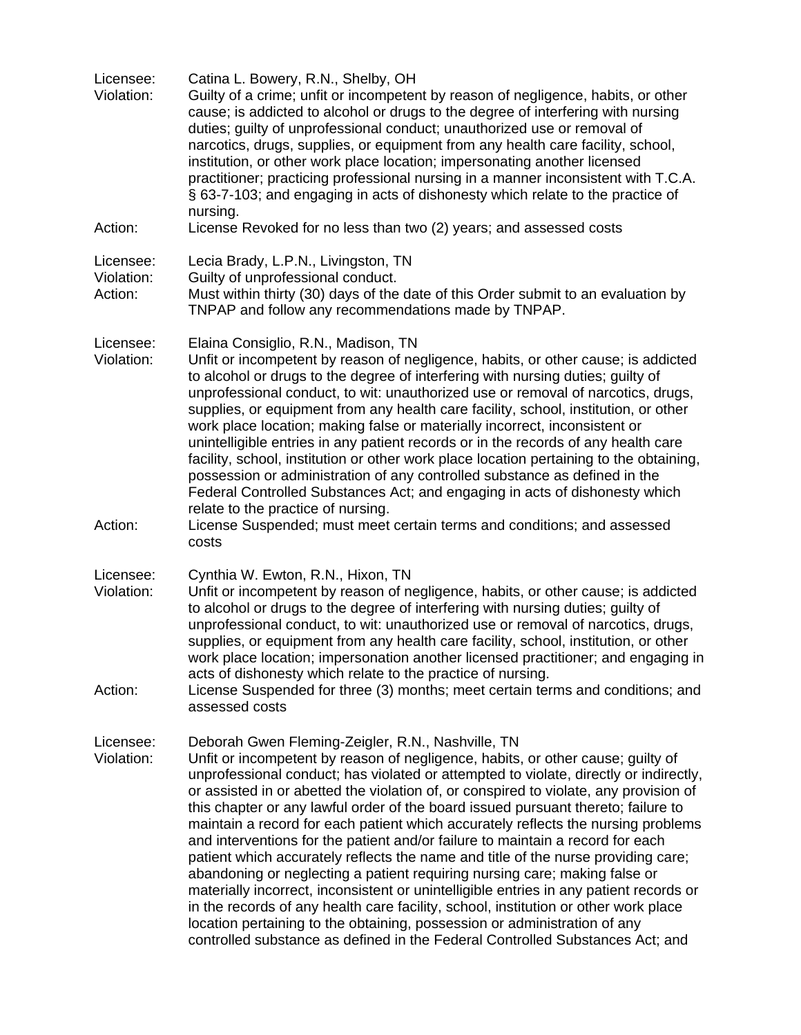Licensee: Catina L. Bowery, R.N., Shelby, OH
Violation: Guilty of a crime; unfit or incompetent by reason of negligence, habits, or other cause; is addicted to alcohol or drugs to the degree of interfering with nursing duties; guilty of unprofessional conduct; unauthorized use or removal of narcotics, drugs, supplies, or equipment from any health care facility, school, institution, or other work place location; impersonating another licensed practitioner; practicing professional nursing in a manner inconsistent with T.C.A. § 63-7-103; and engaging in acts of dishonesty which relate to the practice of nursing.
Action: License Revoked for no less than two (2) years; and assessed costs

Licensee: Lecia Brady, L.P.N., Livingston, TN
Violation: Guilty of unprofessional conduct.
Action: Must within thirty (30) days of the date of this Order submit to an evaluation by TNPAP and follow any recommendations made by TNPAP.

Licensee: Elaina Consiglio, R.N., Madison, TN
Violation: Unfit or incompetent by reason of negligence, habits, or other cause; is addicted to alcohol or drugs to the degree of interfering with nursing duties; guilty of unprofessional conduct, to wit: unauthorized use or removal of narcotics, drugs, supplies, or equipment from any health care facility, school, institution, or other work place location; making false or materially incorrect, inconsistent or unintelligible entries in any patient records or in the records of any health care facility, school, institution or other work place location pertaining to the obtaining, possession or administration of any controlled substance as defined in the Federal Controlled Substances Act; and engaging in acts of dishonesty which relate to the practice of nursing.
Action: License Suspended; must meet certain terms and conditions; and assessed costs

Licensee: Cynthia W. Ewton, R.N., Hixon, TN
Violation: Unfit or incompetent by reason of negligence, habits, or other cause; is addicted to alcohol or drugs to the degree of interfering with nursing duties; guilty of unprofessional conduct, to wit: unauthorized use or removal of narcotics, drugs, supplies, or equipment from any health care facility, school, institution, or other work place location; impersonation another licensed practitioner; and engaging in acts of dishonesty which relate to the practice of nursing.
Action: License Suspended for three (3) months; meet certain terms and conditions; and assessed costs

Licensee: Deborah Gwen Fleming-Zeigler, R.N., Nashville, TN
Violation: Unfit or incompetent by reason of negligence, habits, or other cause; guilty of unprofessional conduct; has violated or attempted to violate, directly or indirectly, or assisted in or abetted the violation of, or conspired to violate, any provision of this chapter or any lawful order of the board issued pursuant thereto; failure to maintain a record for each patient which accurately reflects the nursing problems and interventions for the patient and/or failure to maintain a record for each patient which accurately reflects the name and title of the nurse providing care; abandoning or neglecting a patient requiring nursing care; making false or materially incorrect, inconsistent or unintelligible entries in any patient records or in the records of any health care facility, school, institution or other work place location pertaining to the obtaining, possession or administration of any controlled substance as defined in the Federal Controlled Substances Act; and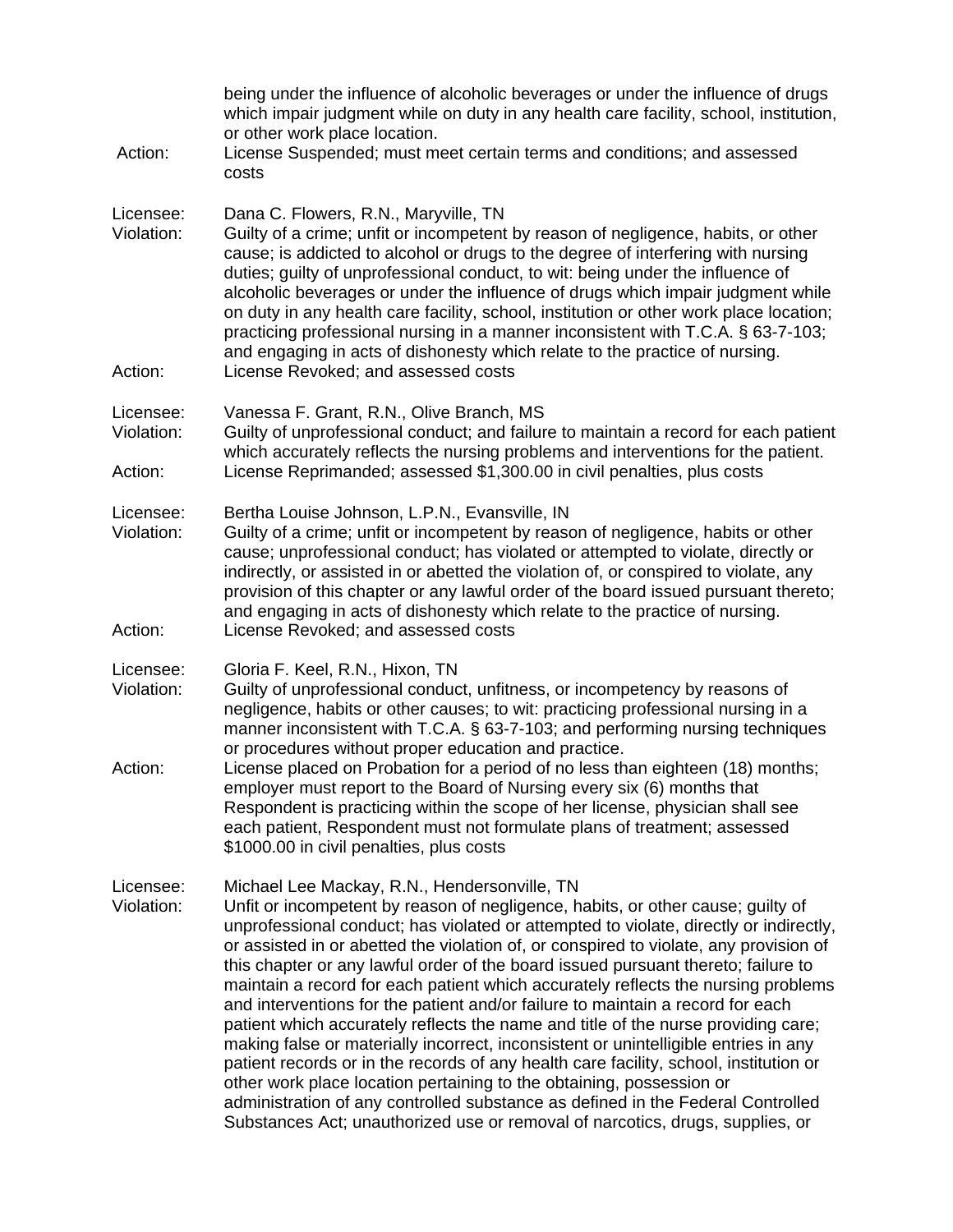being under the influence of alcoholic beverages or under the influence of drugs which impair judgment while on duty in any health care facility, school, institution, or other work place location.

Action: License Suspended; must meet certain terms and conditions; and assessed costs

Licensee: Dana C. Flowers, R.N., Maryville, TN

Violation: Guilty of a crime; unfit or incompetent by reason of negligence, habits, or other cause; is addicted to alcohol or drugs to the degree of interfering with nursing duties; guilty of unprofessional conduct, to wit: being under the influence of alcoholic beverages or under the influence of drugs which impair judgment while on duty in any health care facility, school, institution or other work place location; practicing professional nursing in a manner inconsistent with T.C.A. § 63-7-103; and engaging in acts of dishonesty which relate to the practice of nursing.

Action: License Revoked; and assessed costs

Licensee: Vanessa F. Grant, R.N., Olive Branch, MS

Violation: Guilty of unprofessional conduct; and failure to maintain a record for each patient which accurately reflects the nursing problems and interventions for the patient.

Action: License Reprimanded; assessed $1,300.00 in civil penalties, plus costs

Licensee: Bertha Louise Johnson, L.P.N., Evansville, IN

Violation: Guilty of a crime; unfit or incompetent by reason of negligence, habits or other cause; unprofessional conduct; has violated or attempted to violate, directly or indirectly, or assisted in or abetted the violation of, or conspired to violate, any provision of this chapter or any lawful order of the board issued pursuant thereto; and engaging in acts of dishonesty which relate to the practice of nursing.

Action: License Revoked; and assessed costs

Licensee: Gloria F. Keel, R.N., Hixon, TN

Violation: Guilty of unprofessional conduct, unfitness, or incompetency by reasons of negligence, habits or other causes; to wit: practicing professional nursing in a manner inconsistent with T.C.A. § 63-7-103; and performing nursing techniques or procedures without proper education and practice.

Action: License placed on Probation for a period of no less than eighteen (18) months; employer must report to the Board of Nursing every six (6) months that Respondent is practicing within the scope of her license, physician shall see each patient, Respondent must not formulate plans of treatment; assessed $1000.00 in civil penalties, plus costs

Licensee: Michael Lee Mackay, R.N., Hendersonville, TN

Violation: Unfit or incompetent by reason of negligence, habits, or other cause; guilty of unprofessional conduct; has violated or attempted to violate, directly or indirectly, or assisted in or abetted the violation of, or conspired to violate, any provision of this chapter or any lawful order of the board issued pursuant thereto; failure to maintain a record for each patient which accurately reflects the nursing problems and interventions for the patient and/or failure to maintain a record for each patient which accurately reflects the name and title of the nurse providing care; making false or materially incorrect, inconsistent or unintelligible entries in any patient records or in the records of any health care facility, school, institution or other work place location pertaining to the obtaining, possession or administration of any controlled substance as defined in the Federal Controlled Substances Act; unauthorized use or removal of narcotics, drugs, supplies, or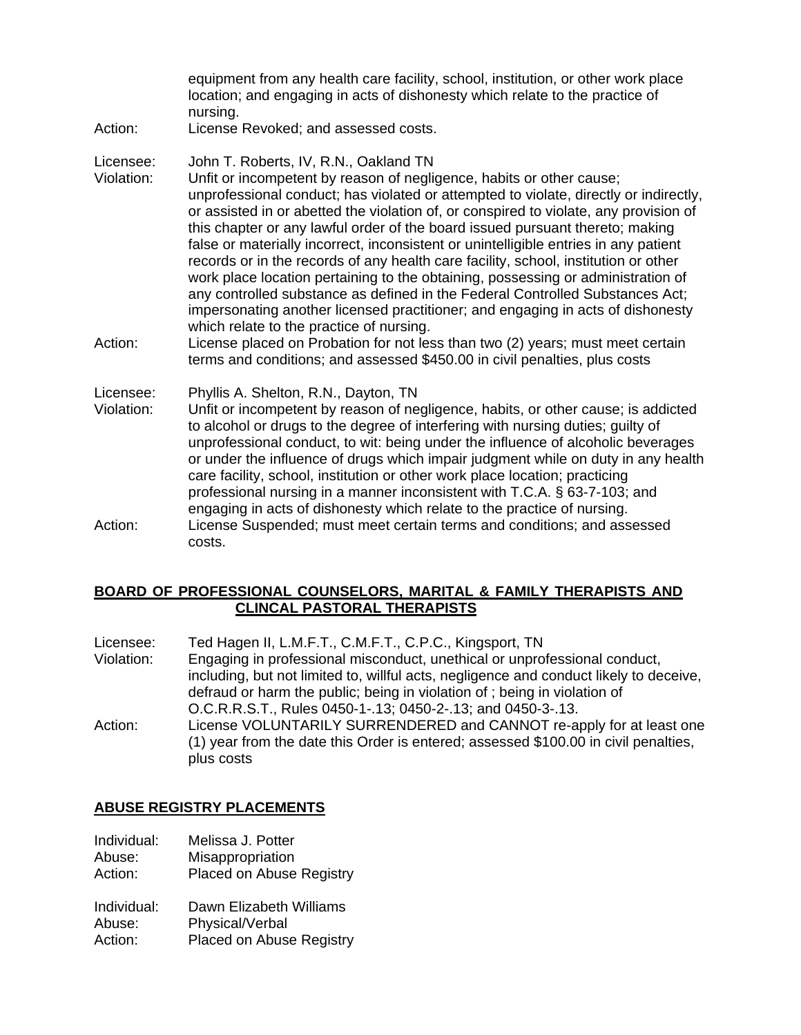equipment from any health care facility, school, institution, or other work place location; and engaging in acts of dishonesty which relate to the practice of nursing.

Action: License Revoked; and assessed costs.

Licensee: John T. Roberts, IV, R.N., Oakland TN

Violation: Unfit or incompetent by reason of negligence, habits or other cause; unprofessional conduct; has violated or attempted to violate, directly or indirectly, or assisted in or abetted the violation of, or conspired to violate, any provision of this chapter or any lawful order of the board issued pursuant thereto; making false or materially incorrect, inconsistent or unintelligible entries in any patient records or in the records of any health care facility, school, institution or other work place location pertaining to the obtaining, possessing or administration of any controlled substance as defined in the Federal Controlled Substances Act; impersonating another licensed practitioner; and engaging in acts of dishonesty which relate to the practice of nursing.

Action: License placed on Probation for not less than two (2) years; must meet certain terms and conditions; and assessed $450.00 in civil penalties, plus costs

Licensee: Phyllis A. Shelton, R.N., Dayton, TN

Violation: Unfit or incompetent by reason of negligence, habits, or other cause; is addicted to alcohol or drugs to the degree of interfering with nursing duties; guilty of unprofessional conduct, to wit: being under the influence of alcoholic beverages or under the influence of drugs which impair judgment while on duty in any health care facility, school, institution or other work place location; practicing professional nursing in a manner inconsistent with T.C.A. § 63-7-103; and engaging in acts of dishonesty which relate to the practice of nursing.

Action: License Suspended; must meet certain terms and conditions; and assessed costs.

## BOARD OF PROFESSIONAL COUNSELORS, MARITAL & FAMILY THERAPISTS AND CLINCAL PASTORAL THERAPISTS

Licensee: Ted Hagen II, L.M.F.T., C.M.F.T., C.P.C., Kingsport, TN

Violation: Engaging in professional misconduct, unethical or unprofessional conduct, including, but not limited to, willful acts, negligence and conduct likely to deceive, defraud or harm the public; being in violation of ; being in violation of O.C.R.R.S.T., Rules 0450-1-.13; 0450-2-.13; and 0450-3-.13.

Action: License VOLUNTARILY SURRENDERED and CANNOT re-apply for at least one (1) year from the date this Order is entered; assessed $100.00 in civil penalties, plus costs

## ABUSE REGISTRY PLACEMENTS

Individual: Melissa J. Potter
Abuse: Misappropriation
Action: Placed on Abuse Registry

Individual: Dawn Elizabeth Williams
Abuse: Physical/Verbal
Action: Placed on Abuse Registry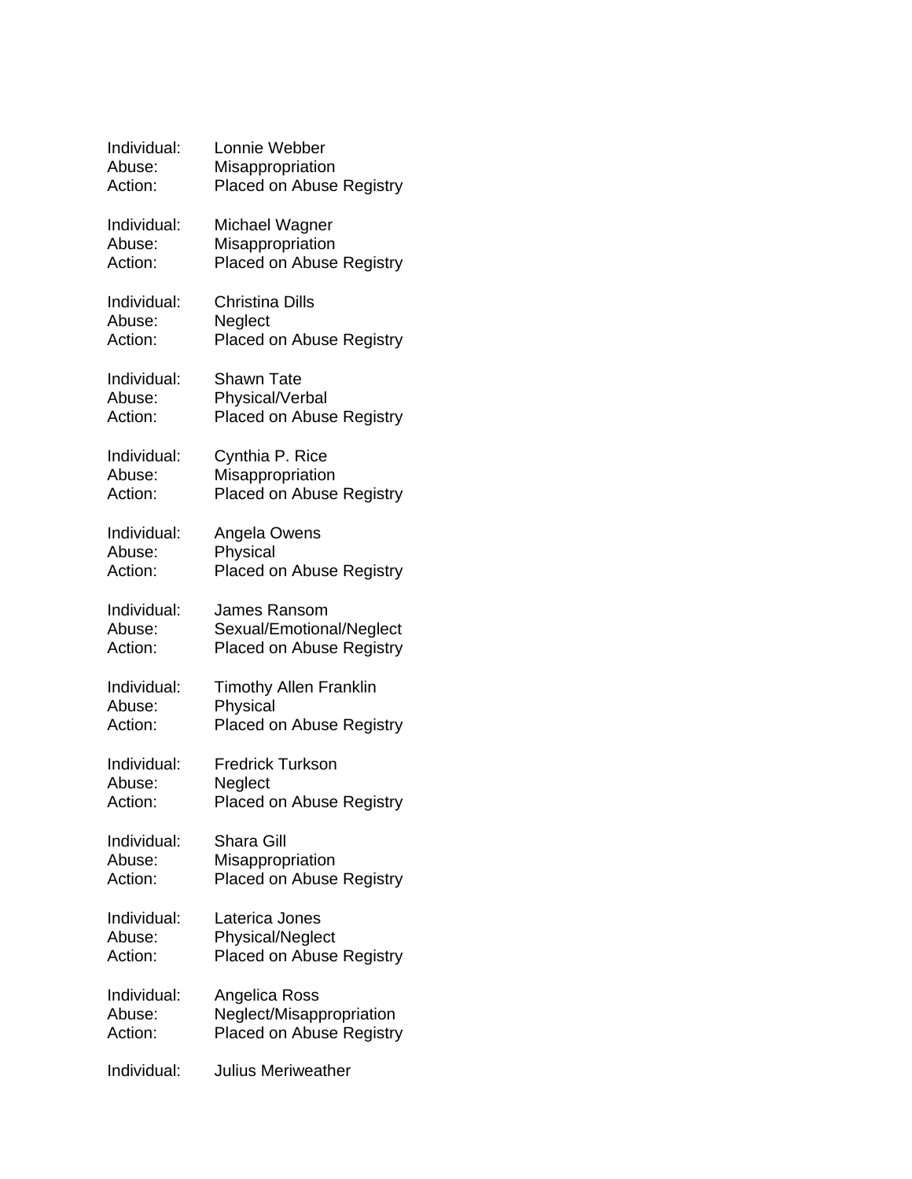Individual: Lonnie Webber
Abuse: Misappropriation
Action: Placed on Abuse Registry

Individual: Michael Wagner
Abuse: Misappropriation
Action: Placed on Abuse Registry

Individual: Christina Dills
Abuse: Neglect
Action: Placed on Abuse Registry

Individual: Shawn Tate
Abuse: Physical/Verbal
Action: Placed on Abuse Registry

Individual: Cynthia P. Rice
Abuse: Misappropriation
Action: Placed on Abuse Registry

Individual: Angela Owens
Abuse: Physical
Action: Placed on Abuse Registry

Individual: James Ransom
Abuse: Sexual/Emotional/Neglect
Action: Placed on Abuse Registry

Individual: Timothy Allen Franklin
Abuse: Physical
Action: Placed on Abuse Registry

Individual: Fredrick Turkson
Abuse: Neglect
Action: Placed on Abuse Registry

Individual: Shara Gill
Abuse: Misappropriation
Action: Placed on Abuse Registry

Individual: Laterica Jones
Abuse: Physical/Neglect
Action: Placed on Abuse Registry

Individual: Angelica Ross
Abuse: Neglect/Misappropriation
Action: Placed on Abuse Registry

Individual: Julius Meriweather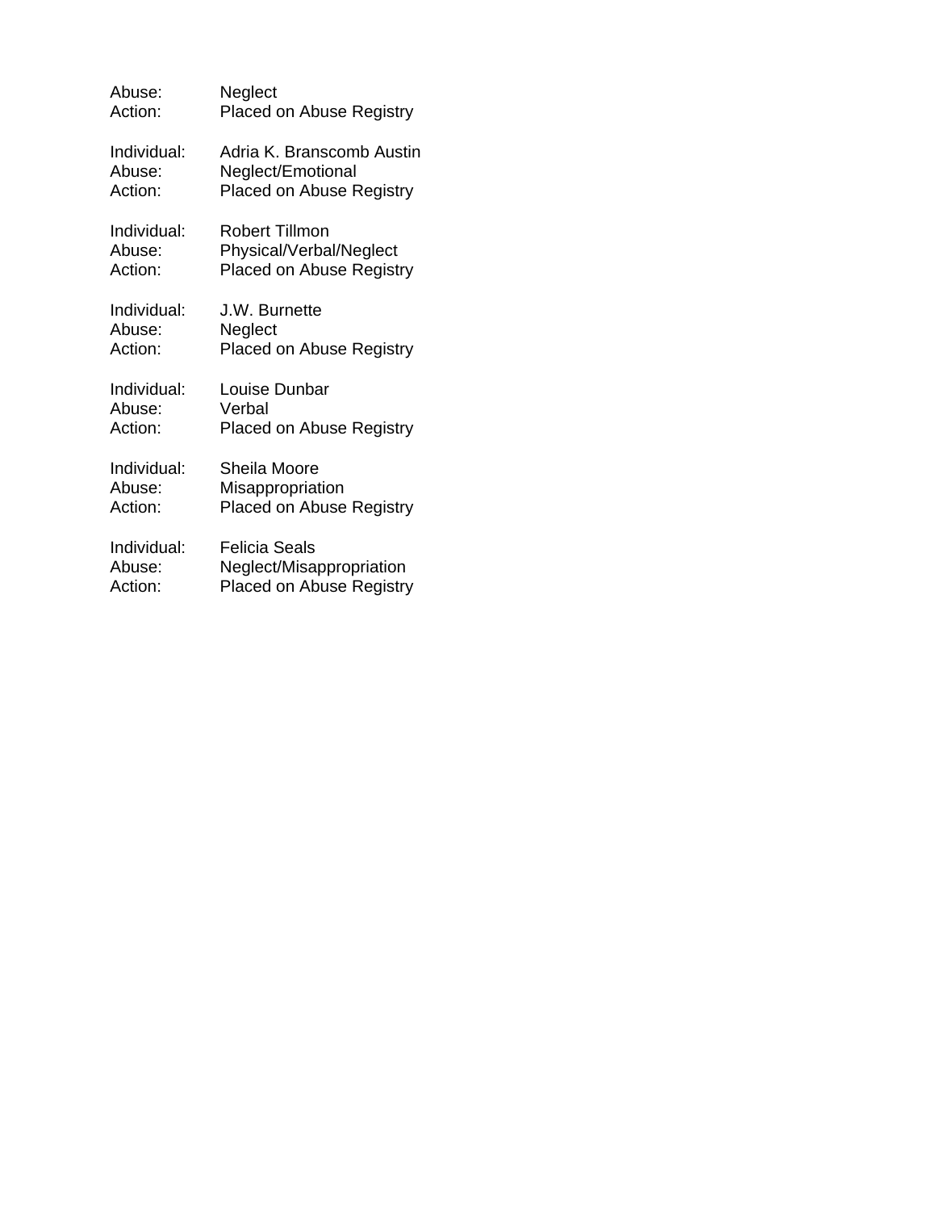Abuse: Neglect
Action: Placed on Abuse Registry

Individual: Adria K. Branscomb Austin
Abuse: Neglect/Emotional
Action: Placed on Abuse Registry

Individual: Robert Tillmon
Abuse: Physical/Verbal/Neglect
Action: Placed on Abuse Registry

Individual: J.W. Burnette
Abuse: Neglect
Action: Placed on Abuse Registry

Individual: Louise Dunbar
Abuse: Verbal
Action: Placed on Abuse Registry

Individual: Sheila Moore
Abuse: Misappropriation
Action: Placed on Abuse Registry

Individual: Felicia Seals
Abuse: Neglect/Misappropriation
Action: Placed on Abuse Registry